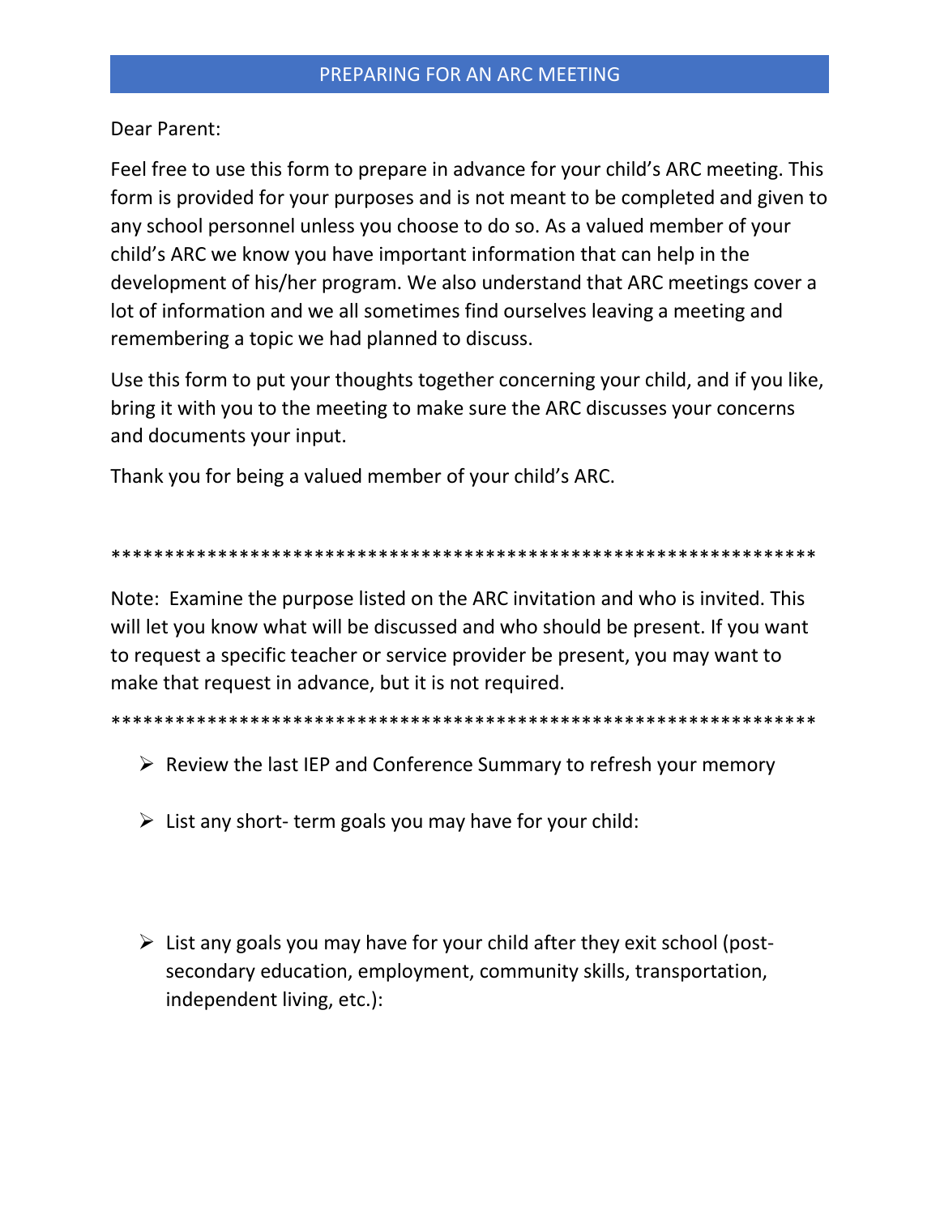# PREPARING FOR AN ARC MEETING

Dear Parent:

Feel free to use this form to prepare in advance for your child's ARC meeting. This form is provided for your purposes and is not meant to be completed and given to any school personnel unless you choose to do so. As a valued member of your child's ARC we know you have important information that can help in the development of his/her program. We also understand that ARC meetings cover a lot of information and we all sometimes find ourselves leaving a meeting and remembering a topic we had planned to discuss.

Use this form to put your thoughts together concerning your child, and if you like, bring it with you to the meeting to make sure the ARC discusses your concerns and documents your input.

Thank you for being a valued member of your child's ARC.

*****************************************************************

Note: Examine the purpose listed on the ARC invitation and who is invited. This will let you know what will be discussed and who should be present. If you want to request a specific teacher or service provider be present, you may want to make that request in advance, but it is not required.

*****************************************************************

- Review the last IEP and Conference Summary to refresh your memory

- List any short- term goals you may have for your child:

- List any goals you may have for your child after they exit school (post-secondary education, employment, community skills, transportation, independent living, etc.):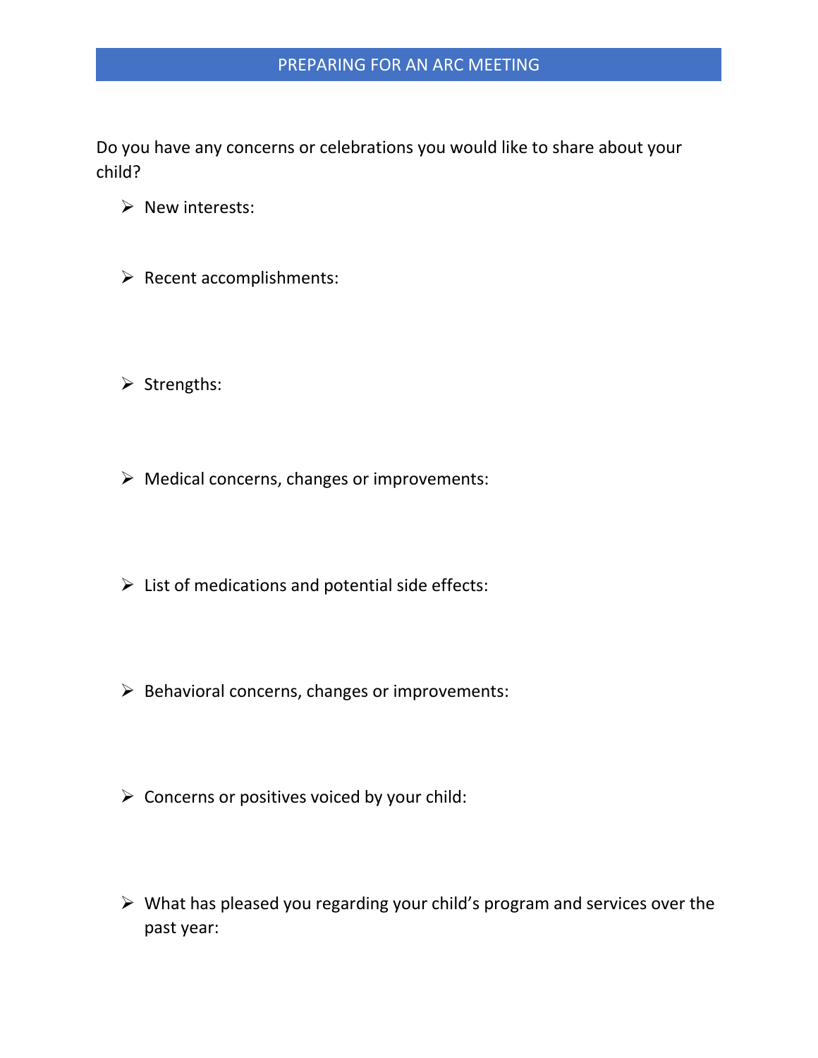## PREPARING FOR AN ARC MEETING

Do you have any concerns or celebrations you would like to share about your child?

- New interests:

- Recent accomplishments:

- Strengths:

- Medical concerns, changes or improvements:

- List of medications and potential side effects:

- Behavioral concerns, changes or improvements:

- Concerns or positives voiced by your child:

- What has pleased you regarding your child's program and services over the past year: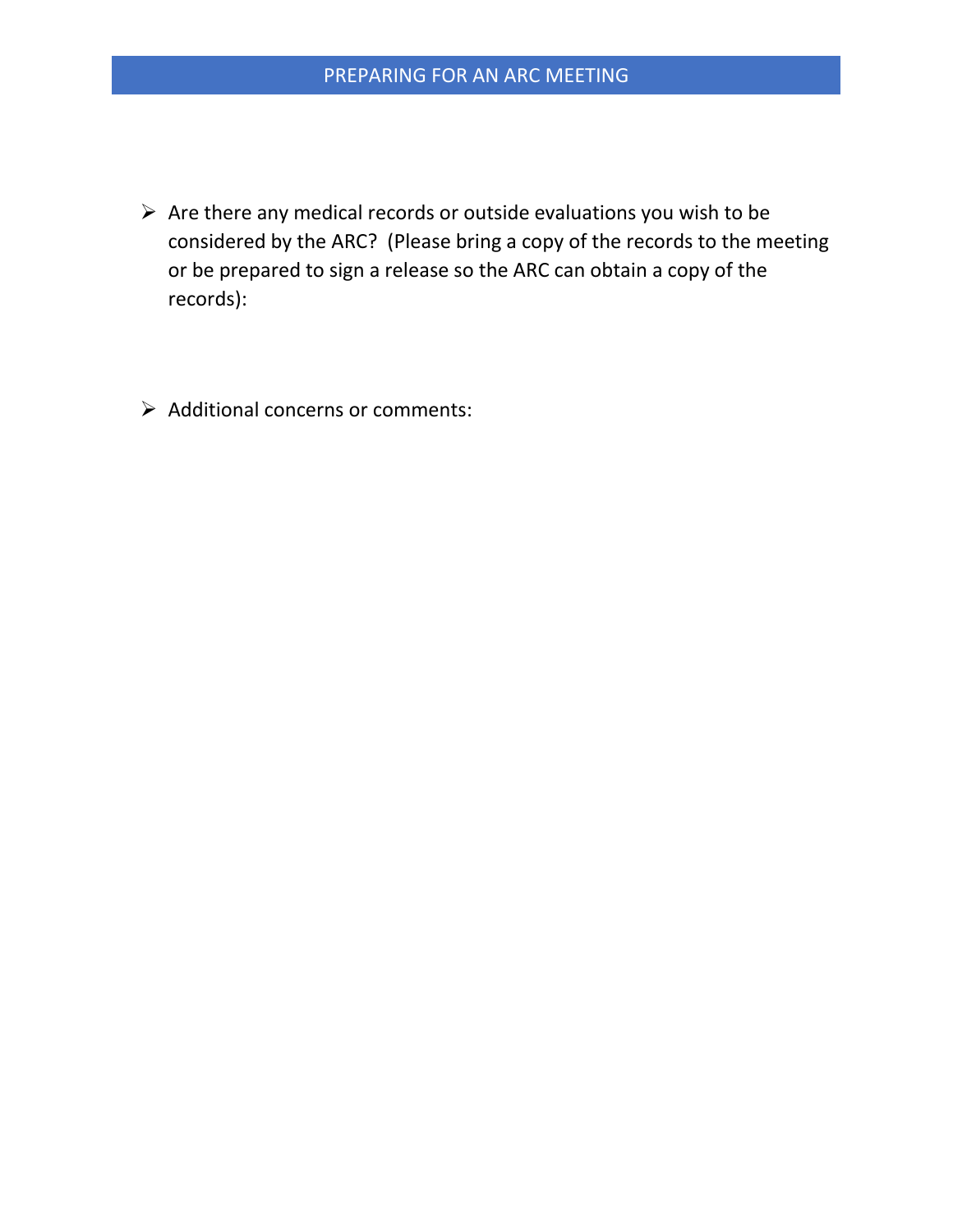## PREPARING FOR AN ARC MEETING

- Are there any medical records or outside evaluations you wish to be considered by the ARC? (Please bring a copy of the records to the meeting or be prepared to sign a release so the ARC can obtain a copy of the records):

- Additional concerns or comments: